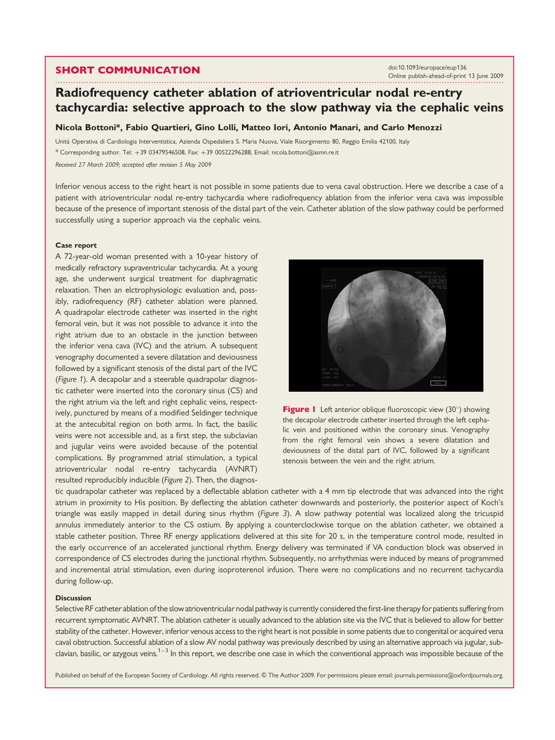SHORT COMMUNICATION

doi:10.1093/europace/eup136
Online publish-ahead-of-print 13 June 2009

# Radiofrequency catheter ablation of atrioventricular nodal re-entry tachycardia: selective approach to the slow pathway via the cephalic veins

**Nicola Bottoni\*, Fabio Quartieri, Gino Lolli, Matteo Iori, Antonio Manari, and Carlo Menozzi**

Unità Operativa di Cardiologia Interventistica, Azienda Ospedaliera S. Maria Nuova, Viale Risorgimento 80, Reggio Emilia 42100, Italy

\* Corresponding author. Tel: +39 03479546508, Fax: +39 00522296288, Email: nicola.bottoni@asmn.re.it

*Received 27 March 2009; accepted after revision 5 May 2009*

Inferior venous access to the right heart is not possible in some patients due to vena caval obstruction. Here we describe a case of a patient with atrioventricular nodal re-entry tachycardia where radiofrequency ablation from the inferior vena cava was impossible because of the presence of important stenosis of the distal part of the vein. Catheter ablation of the slow pathway could be performed successfully using a superior approach via the cephalic veins.

### Case report

A 72-year-old woman presented with a 10-year history of medically refractory supraventricular tachycardia. At a young age, she underwent surgical treatment for diaphragmatic relaxation. Then an elctrophysiologic evaluation and, possibly, radiofrequency (RF) catheter ablation were planned. A quadrapolar electrode catheter was inserted in the right femoral vein, but it was not possible to advance it into the right atrium due to an obstacle in the junction between the inferior vena cava (IVC) and the atrium. A subsequent venography documented a severe dilatation and deviousness followed by a significant stenosis of the distal part of the IVC (*Figure 1*). A decapolar and a steerable quadrapolar diagnostic catheter were inserted into the coronary sinus (CS) and the right atrium via the left and right cephalic veins, respectively, punctured by means of a modified Seldinger technique at the antecubital region on both arms. In fact, the basilic veins were not accessible and, as a first step, the subclavian and jugular veins were avoided because of the potential complications. By programmed atrial stimulation, a typical atrioventricular nodal re-entry tachycardia (AVNRT) resulted reproducibly inducible (*Figure 2*). Then, the diagnostic quadrapolar catheter was replaced by a deflectable ablation catheter with a 4 mm tip electrode that was advanced into the right atrium in proximity to His position. By deflecting the ablation catheter downwards and posteriorly, the posterior aspect of Koch's triangle was easily mapped in detail during sinus rhythm (*Figure 3*). A slow pathway potential was localized along the tricuspid annulus immediately anterior to the CS ostium. By applying a counterclockwise torque on the ablation catheter, we obtained a stable catheter position. Three RF energy applications delivered at this site for 20 s, in the temperature control mode, resulted in the early occurrence of an accelerated junctional rhythm. Energy delivery was terminated if VA conduction block was observed in correspondence of CS electrodes during the junctional rhythm. Subsequently, no arrhythmias were induced by means of programmed and incremental atrial stimulation, even during isoproterenol infusion. There were no complications and no recurrent tachycardia during follow-up.

**Figure 1** Left anterior oblique fluoroscopic view (30°) showing the decapolar electrode catheter inserted through the left cephalic vein and positioned within the coronary sinus. Venography from the right femoral vein shows a severe dilatation and deviousness of the distal part of IVC, followed by a significant stenosis between the vein and the right atrium.

### Discussion

Selective RF catheter ablation of the slow atrioventricular nodal pathway is currently considered the first-line therapy for patients suffering from recurrent symptomatic AVNRT. The ablation catheter is usually advanced to the ablation site via the IVC that is believed to allow for better stability of the catheter. However, inferior venous access to the right heart is not possible in some patients due to congenital or acquired vena caval obstruction. Successful ablation of a slow AV nodal pathway was previously described by using an alternative approach via jugular, subclavian, basilic, or azygous veins.[1–3] In this report, we describe one case in which the conventional approach was impossible because of the

Published on behalf of the European Society of Cardiology. All rights reserved. © The Author 2009. For permissions please email: journals.permissions@oxfordjournals.org.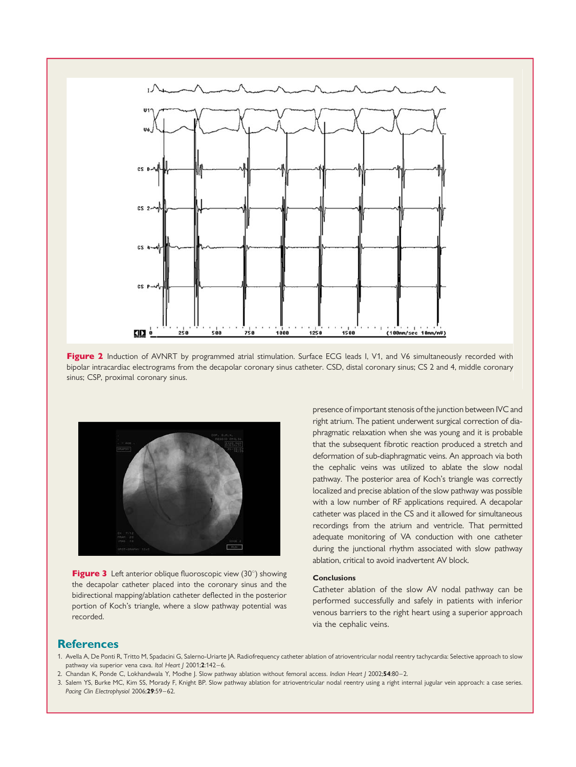I
V1
V6
CS D
CS 2
CS 4
CS P
0 250 500 750 1000 1250 1500 (100mm/sec 10mm/mV)

**Figure 2** Induction of AVNRT by programmed atrial stimulation. Surface ECG leads I, V1, and V6 simultaneously recorded with bipolar intracardiac electrograms from the decapolar coronary sinus catheter. CSD, distal coronary sinus; CS 2 and 4, middle coronary sinus; CSP, proximal coronary sinus.

**Figure 3** Left anterior oblique fluoroscopic view (30°) showing the decapolar catheter placed into the coronary sinus and the bidirectional mapping/ablation catheter deflected in the posterior portion of Koch's triangle, where a slow pathway potential was recorded.

presence of important stenosis of the junction between IVC and right atrium. The patient underwent surgical correction of diaphragmatic relaxation when she was young and it is probable that the subsequent fibrotic reaction produced a stretch and deformation of sub-diaphragmatic veins. An approach via both the cephalic veins was utilized to ablate the slow nodal pathway. The posterior area of Koch's triangle was correctly localized and precise ablation of the slow pathway was possible with a low number of RF applications required. A decapolar catheter was placed in the CS and it allowed for simultaneous recordings from the atrium and ventricle. That permitted adequate monitoring of VA conduction with one catheter during the junctional rhythm associated with slow pathway ablation, critical to avoid inadvertent AV block.

### Conclusions

Catheter ablation of the slow AV nodal pathway can be performed successfully and safely in patients with inferior venous barriers to the right heart using a superior approach via the cephalic veins.

## References

1. Avella A, De Ponti R, Tritto M, Spadacini G, Salerno-Uriarte JA. Radiofrequency catheter ablation of atrioventricular nodal reentry tachycardia: Selective approach to slow pathway via superior vena cava. *Ital Heart J* 2001;**2**:142–6.
2. Chandan K, Ponde C, Lokhandwala Y, Modhe J. Slow pathway ablation without femoral access. *Indian Heart J* 2002;**54**:80–2.
3. Salem YS, Burke MC, Kim SS, Morady F, Knight BP. Slow pathway ablation for atrioventricular nodal reentry using a right internal jugular vein approach: a case series. *Pacing Clin Electrophysiol* 2006;**29**:59–62.